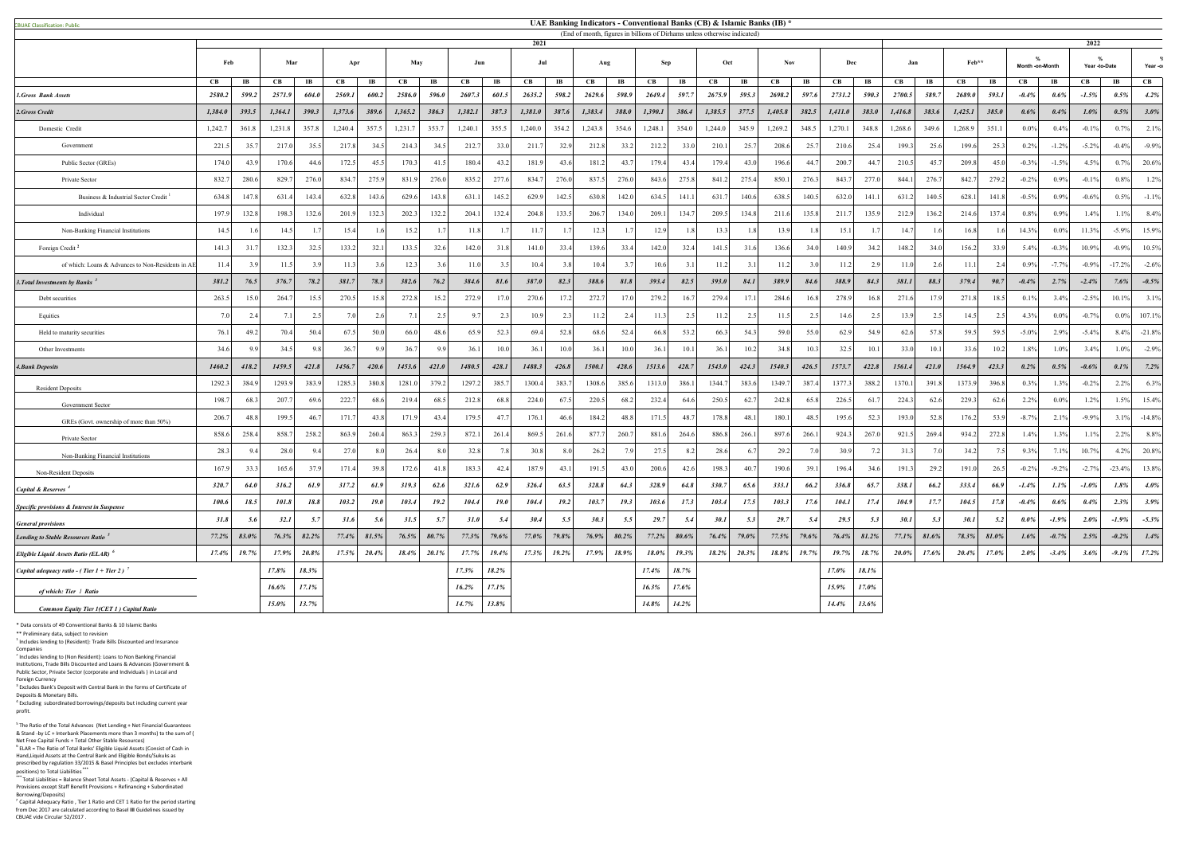CBUAE Classification: Public

# UAE Banking Indicators - Conventional Banks (CB) & Islamic Banks (IB) *

(End of month, figures in billions of Dirhams unless otherwise indicated)

| | 2021 | | | | | | | | | | | | | | | | | | | | | | 2022 | | | | | | | | | |
|---|---|---|---|---|---|---|---|---|---|---|---|---|---|---|---|---|---|---|---|---|---|---|---|---|---|---|---|---|---|---|---|---|
| | Feb | | Mar | | Apr | | May | | Jun | | Jul | | Aug | | Sep | | Oct | | Nov | | Dec | | Jan | | Feb** | | % Month -on-Month | | % Year -to-Date | | % Year -o |
| | CB | IB | CB | IB | CB | IB | CB | IB | CB | IB | CB | IB | CB | IB | CB | IB | CB | IB | CB | IB | CB | IB | CB | IB | CB | IB | CB | IB | CB | IB | CB |
| ***1.Gross Bank Assets*** | ***2580.2*** | ***599.2*** | ***2571.9*** | ***604.0*** | ***2569.1*** | ***600.2*** | ***2586.0*** | ***596.0*** | ***2607.3*** | ***601.5*** | ***2635.2*** | ***598.2*** | ***2629.6*** | ***598.9*** | ***2649.4*** | ***597.7*** | ***2675.9*** | ***595.3*** | ***2698.2*** | ***597.6*** | ***2731.2*** | ***590.3*** | ***2700.5*** | ***589.7*** | ***2689.0*** | ***593.1*** | ***-0.4%*** | ***0.6%*** | ***-1.5%*** | ***0.5%*** | ***4.2%*** |
| ***2.Gross Credit*** | ***1,384.0*** | ***393.5*** | ***1,364.1*** | ***390.3*** | ***1,373.6*** | ***389.6*** | ***1,365.2*** | ***386.3*** | ***1,382.1*** | ***387.3*** | ***1,381.0*** | ***387.6*** | ***1,383.4*** | ***388.0*** | ***1,390.1*** | ***386.4*** | ***1,385.5*** | ***377.5*** | ***1,405.8*** | ***382.5*** | ***1,411.0*** | ***383.0*** | ***1,416.8*** | ***383.6*** | ***1,425.1*** | ***385.0*** | ***0.6%*** | ***0.4%*** | ***1.0%*** | ***0.5%*** | ***3.0%*** |
| Domestic Credit | 1,242.7 | 361.8 | 1,231.8 | 357.8 | 1,240.4 | 357.5 | 1,231.7 | 353.7 | 1,240.1 | 355.5 | 1,240.0 | 354.2 | 1,243.8 | 354.6 | 1,248.1 | 354.0 | 1,244.0 | 345.9 | 1,269.2 | 348.5 | 1,270.1 | 348.8 | 1,268.6 | 349.6 | 1,268.9 | 351.1 | 0.0% | 0.4% | -0.1% | 0.7% | 2.1% |
| Government | 221.5 | 35.7 | 217.0 | 35.5 | 217.8 | 34.5 | 214.3 | 34.5 | 212.7 | 33.0 | 211.7 | 32.9 | 212.8 | 33.2 | 212.2 | 33.0 | 210.1 | 25.7 | 208.6 | 25.7 | 210.6 | 25.4 | 199.3 | 25.6 | 199.6 | 25.3 | 0.2% | -1.2% | -5.2% | -0.4% | -9.9% |
| Public Sector (GREs) | 174.0 | 43.9 | 170.6 | 44.6 | 172.5 | 45.5 | 170.3 | 41.5 | 180.4 | 43.2 | 181.9 | 43.6 | 181.2 | 43.7 | 179.4 | 43.4 | 179.4 | 43.0 | 196.6 | 44.7 | 200.7 | 44.7 | 210.5 | 45.7 | 209.8 | 45.0 | -0.3% | -1.5% | 4.5% | 0.7% | 20.6% |
| Private Sector | 832.7 | 280.6 | 829.7 | 276.0 | 834.7 | 275.9 | 831.9 | 276.0 | 835.2 | 277.6 | 834.7 | 276.0 | 837.5 | 276.0 | 843.6 | 275.8 | 841.2 | 275.4 | 850.1 | 276.3 | 843.7 | 277.0 | 844.1 | 276.7 | 842.7 | 279.2 | -0.2% | 0.9% | -0.1% | 0.8% | 1.2% |
| Business & Industrial Sector Credit [1] | 634.8 | 147.8 | 631.4 | 143.4 | 632.8 | 143.6 | 629.6 | 143.8 | 631.1 | 145.2 | 629.9 | 142.5 | 630.8 | 142.0 | 634.5 | 141.1 | 631.7 | 140.6 | 638.5 | 140.5 | 632.0 | 141.1 | 631.2 | 140.5 | 628.1 | 141.8 | -0.5% | 0.9% | -0.6% | 0.5% | -1.1% |
| Individual | 197.9 | 132.8 | 198.3 | 132.6 | 201.9 | 132.3 | 202.3 | 132.2 | 204.1 | 132.4 | 204.8 | 133.5 | 206.7 | 134.0 | 209.1 | 134.7 | 209.5 | 134.8 | 211.6 | 135.8 | 211.7 | 135.9 | 212.9 | 136.2 | 214.6 | 137.4 | 0.8% | 0.9% | 1.4% | 1.1% | 8.4% |
| Non-Banking Financial Institutions | 14.5 | 1.6 | 14.5 | 1.7 | 15.4 | 1.6 | 15.2 | 1.7 | 11.8 | 1.7 | 11.7 | 1.7 | 12.3 | 1.7 | 12.9 | 1.8 | 13.3 | 1.8 | 13.9 | 1.8 | 15.1 | 1.7 | 14.7 | 1.6 | 16.8 | 1.6 | 14.3% | 0.0% | 11.3% | -5.9% | 15.9% |
| Foreign Credit [2] | 141.3 | 31.7 | 132.3 | 32.5 | 133.2 | 32.1 | 133.5 | 32.6 | 142.0 | 31.8 | 141.0 | 33.4 | 139.6 | 33.4 | 142.0 | 32.4 | 141.5 | 31.6 | 136.6 | 34.0 | 140.9 | 34.2 | 148.2 | 34.0 | 156.2 | 33.9 | 5.4% | -0.3% | 10.9% | -0.9% | 10.5% |
| of which: Loans & Advances to Non-Residents in AE | 11.4 | 3.9 | 11.5 | 3.9 | 11.3 | 3.6 | 12.3 | 3.6 | 11.0 | 3.5 | 10.4 | 3.8 | 10.4 | 3.7 | 10.6 | 3.1 | 11.2 | 3.1 | 11.2 | 3.0 | 11.2 | 2.9 | 11.0 | 2.6 | 11.1 | 2.4 | 0.9% | -7.7% | -0.9% | -17.2% | -2.6% |
| ***3.Total Investments by Banks [3]*** | ***381.2*** | ***76.5*** | ***376.7*** | ***78.2*** | ***381.7*** | ***78.3*** | ***382.6*** | ***76.2*** | ***384.6*** | ***81.6*** | ***387.0*** | ***82.3*** | ***388.6*** | ***81.8*** | ***393.4*** | ***82.5*** | ***393.0*** | ***84.1*** | ***389.9*** | ***84.6*** | ***388.9*** | ***84.3*** | ***381.1*** | ***88.3*** | ***379.4*** | ***90.7*** | ***-0.4%*** | ***2.7%*** | ***-2.4%*** | ***7.6%*** | ***-0.5%*** |
| Debt securities | 263.5 | 15.0 | 264.7 | 15.5 | 270.5 | 15.8 | 272.8 | 15.2 | 272.9 | 17.0 | 270.6 | 17.2 | 272.7 | 17.0 | 279.2 | 16.7 | 279.4 | 17.1 | 284.6 | 16.8 | 278.9 | 16.8 | 271.6 | 17.9 | 271.8 | 18.5 | 0.1% | 3.4% | -2.5% | 10.1% | 3.1% |
| Equities | 7.0 | 2.4 | 7.1 | 2.5 | 7.0 | 2.6 | 7.1 | 2.5 | 9.7 | 2.3 | 10.9 | 2.3 | 11.2 | 2.4 | 11.3 | 2.5 | 11.2 | 2.5 | 11.5 | 2.5 | 14.6 | 2.5 | 13.9 | 2.5 | 14.5 | 2.5 | 4.3% | 0.0% | -0.7% | 0.0% | 107.1% |
| Held to maturity securities | 76.1 | 49.2 | 70.4 | 50.4 | 67.5 | 50.0 | 66.0 | 48.6 | 65.9 | 52.3 | 69.4 | 52.8 | 68.6 | 52.4 | 66.8 | 53.2 | 66.3 | 54.3 | 59.0 | 55.0 | 62.9 | 54.9 | 62.6 | 57.8 | 59.5 | 59.5 | -5.0% | 2.9% | -5.4% | 8.4% | -21.8% |
| Other Investments | 34.6 | 9.9 | 34.5 | 9.8 | 36.7 | 9.9 | 36.7 | 9.9 | 36.1 | 10.0 | 36.1 | 10.0 | 36.1 | 10.0 | 36.1 | 10.1 | 36.1 | 10.2 | 34.8 | 10.3 | 32.5 | 10.1 | 33.0 | 10.1 | 33.6 | 10.2 | 1.8% | 1.0% | 3.4% | 1.0% | -2.9% |
| ***4.Bank Deposits*** | ***1460.2*** | ***418.2*** | ***1459.5*** | ***421.8*** | ***1456.7*** | ***420.6*** | ***1453.6*** | ***421.0*** | ***1480.5*** | ***428.1*** | ***1488.3*** | ***426.8*** | ***1500.1*** | ***428.6*** | ***1513.6*** | ***428.7*** | ***1543.0*** | ***424.3*** | ***1540.3*** | ***426.5*** | ***1573.7*** | ***422.8*** | ***1561.4*** | ***421.0*** | ***1564.9*** | ***423.3*** | ***0.2%*** | ***0.5%*** | ***-0.6%*** | ***0.1%*** | ***7.2%*** |
| Resident Deposits | 1292.3 | 384.9 | 1293.9 | 383.9 | 1285.3 | 380.8 | 1281.0 | 379.2 | 1297.2 | 385.7 | 1300.4 | 383.7 | 1308.6 | 385.6 | 1313.0 | 386.1 | 1344.7 | 383.6 | 1349.7 | 387.4 | 1377.3 | 388.2 | 1370.1 | 391.8 | 1373.9 | 396.8 | 0.3% | 1.3% | -0.2% | 2.2% | 6.3% |
| Government Sector | 198.7 | 68.3 | 207.7 | 69.6 | 222.7 | 68.6 | 219.4 | 68.5 | 212.8 | 68.8 | 224.0 | 67.5 | 220.5 | 68.2 | 232.4 | 64.6 | 250.5 | 62.7 | 242.8 | 65.8 | 226.5 | 61.7 | 224.3 | 62.6 | 229.3 | 62.6 | 2.2% | 0.0% | 1.2% | 1.5% | 15.4% |
| GREs (Govt. ownership of more than 50%) | 206.7 | 48.8 | 199.5 | 46.7 | 171.7 | 43.8 | 171.9 | 43.4 | 179.5 | 47.7 | 176.1 | 46.6 | 184.2 | 48.8 | 171.5 | 48.7 | 178.8 | 48.1 | 180.1 | 48.5 | 195.6 | 52.3 | 193.0 | 52.8 | 176.2 | 53.9 | -8.7% | 2.1% | -9.9% | 3.1% | -14.8% |
| Private Sector | 858.6 | 258.4 | 858.7 | 258.2 | 863.9 | 260.4 | 863.3 | 259.3 | 872.1 | 261.4 | 869.5 | 261.6 | 877.7 | 260.7 | 881.6 | 264.6 | 886.8 | 266.1 | 897.6 | 266.1 | 924.3 | 267.0 | 921.5 | 269.4 | 934.2 | 272.8 | 1.4% | 1.3% | 1.1% | 2.2% | 8.8% |
| Non-Banking Financial Institutions | 28.3 | 9.4 | 28.0 | 9.4 | 27.0 | 8.0 | 26.4 | 8.0 | 32.8 | 7.8 | 30.8 | 8.0 | 26.2 | 7.9 | 27.5 | 8.2 | 28.6 | 6.7 | 29.2 | 7.0 | 30.9 | 7.2 | 31.3 | 7.0 | 34.2 | 7.5 | 9.3% | 7.1% | 10.7% | 4.2% | 20.8% |
| Non-Resident Deposits | 167.9 | 33.3 | 165.6 | 37.9 | 171.4 | 39.8 | 172.6 | 41.8 | 183.3 | 42.4 | 187.9 | 43.1 | 191.5 | 43.0 | 200.6 | 42.6 | 198.3 | 40.7 | 190.6 | 39.1 | 196.4 | 34.6 | 191.3 | 29.2 | 191.0 | 26.5 | -0.2% | -9.2% | -2.7% | -23.4% | 13.8% |
| ***Capital & Reserves [4]*** | ***320.7*** | ***64.0*** | ***316.2*** | ***61.9*** | ***317.2*** | ***61.9*** | ***319.3*** | ***62.6*** | ***321.6*** | ***62.9*** | ***326.4*** | ***63.5*** | ***328.8*** | ***64.3*** | ***328.9*** | ***64.8*** | ***330.7*** | ***65.6*** | ***333.1*** | ***66.2*** | ***336.8*** | ***65.7*** | ***338.1*** | ***66.2*** | ***333.4*** | ***66.9*** | ***-1.4%*** | ***1.1%*** | ***-1.0%*** | ***1.8%*** | ***4.0%*** |
| ***Specific provisions & Interest in Suspense*** | ***100.6*** | ***18.5*** | ***101.8*** | ***18.8*** | ***103.2*** | ***19.0*** | ***103.4*** | ***19.2*** | ***104.4*** | ***19.0*** | ***104.4*** | ***19.2*** | ***103.7*** | ***19.3*** | ***103.6*** | ***17.3*** | ***103.4*** | ***17.5*** | ***103.3*** | ***17.6*** | ***104.1*** | ***17.4*** | ***104.9*** | ***17.7*** | ***104.5*** | ***17.8*** | ***-0.4%*** | ***0.6%*** | ***0.4%*** | ***2.3%*** | ***3.9%*** |
| ***General provisions*** | ***31.8*** | ***5.6*** | ***32.1*** | ***5.7*** | ***31.6*** | ***5.6*** | ***31.5*** | ***5.7*** | ***31.0*** | ***5.4*** | ***30.4*** | ***5.5*** | ***30.3*** | ***5.5*** | ***29.7*** | ***5.4*** | ***30.1*** | ***5.3*** | ***29.7*** | ***5.4*** | ***29.5*** | ***5.3*** | ***30.1*** | ***5.3*** | ***30.1*** | ***5.2*** | ***0.0%*** | ***-1.9%*** | ***2.0%*** | ***-1.9%*** | ***-5.3%*** |
| ***Lending to Stable Resources Ratio [5]*** | ***77.2%*** | ***83.0%*** | ***76.3%*** | ***82.2%*** | ***77.4%*** | ***81.5%*** | ***76.5%*** | ***80.7%*** | ***77.3%*** | ***79.6%*** | ***77.0%*** | ***79.8%*** | ***76.9%*** | ***80.2%*** | ***77.2%*** | ***80.6%*** | ***76.4%*** | ***79.0%*** | ***77.5%*** | ***79.6%*** | ***76.4%*** | ***81.2%*** | ***77.1%*** | ***81.6%*** | ***78.3%*** | ***81.0%*** | ***1.6%*** | ***-0.7%*** | ***2.5%*** | ***-0.2%*** | ***1.4%*** |
| ***Eligible Liquid Assets Ratio (ELAR) [6]*** | ***17.4%*** | ***19.7%*** | ***17.9%*** | ***20.8%*** | ***17.5%*** | ***20.4%*** | ***18.4%*** | ***20.1%*** | ***17.7%*** | ***19.4%*** | ***17.3%*** | ***19.2%*** | ***17.9%*** | ***18.9%*** | ***18.0%*** | ***19.3%*** | ***18.2%*** | ***20.3%*** | ***18.8%*** | ***19.7%*** | ***19.7%*** | ***18.7%*** | ***20.0%*** | ***17.6%*** | ***20.4%*** | ***17.0%*** | ***2.0%*** | ***-3.4%*** | ***3.6%*** | ***-9.1%*** | ***17.2%*** |
| ***Capital adequacy ratio - ( Tier 1 + Tier 2 ) [7]*** | | | ***17.8%*** | ***18.3%*** | | | | | ***17.3%*** | ***18.2%*** | | | | | ***17.4%*** | ***18.7%*** | | | | | ***17.0%*** | ***18.1%*** | | | | | | | | | |
| ***of which: Tier 1 Ratio*** | | | ***16.6%*** | ***17.1%*** | | | | | ***16.2%*** | ***17.1%*** | | | | | ***16.3%*** | ***17.6%*** | | | | | ***15.9%*** | ***17.0%*** | | | | | | | | | |
| ***Common Equity Tier 1(CET 1 ) Capital Ratio*** | | | ***15.0%*** | ***13.7%*** | | | | | ***14.7%*** | ***13.8%*** | | | | | ***14.8%*** | ***14.2%*** | | | | | ***14.4%*** | ***13.6%*** | | | | | | | | | |

* Data consists of 49 Conventional Banks & 10 Islamic Banks

** Preliminary data, subject to revision

[1] Includes lending to (Resident): Trade Bills Discounted and Insurance Companies

[2] Includes lending to (Non Resident): Loans to Non Banking Financial Institutions, Trade Bills Discounted and Loans & Advances (Government & Public Sector, Private Sector (corporate and Individuals ) in Local and Foreign Currency

[3] Excludes Bank's Deposit with Central Bank in the forms of Certificate of Deposits & Monetary Bills.

[4] Excluding subordinated borrowings/deposits but including current year profit.

[5] The Ratio of the Total Advances (Net Lending + Net Financial Guarantees & Stand -by LC + Interbank Placements more than 3 months) to the sum of ( Net Free Capital Funds + Total Other Stable Resources)

[6] ELAR = The Ratio of Total Banks' Eligible Liquid Assets (Consist of Cash in Hand,Liquid Assets at the Central Bank and Eligible Bonds/Sukuks as prescribed by regulation 33/2015 & Basel Principles but excludes interbank positions) to Total Liabilities ***

*** Total Liabilities = Balance Sheet Total Assets - (Capital & Reserves + All Provisions except Staff Benefit Provisions + Refinancing + Subordinated Borrowing/Deposits)

[7] Capital Adequacy Ratio , Tier 1 Ratio and CET 1 Ratio for the period starting from Dec 2017 are calculated according to Basel III Guidelines issued by CBUAE vide Circular 52/2017 .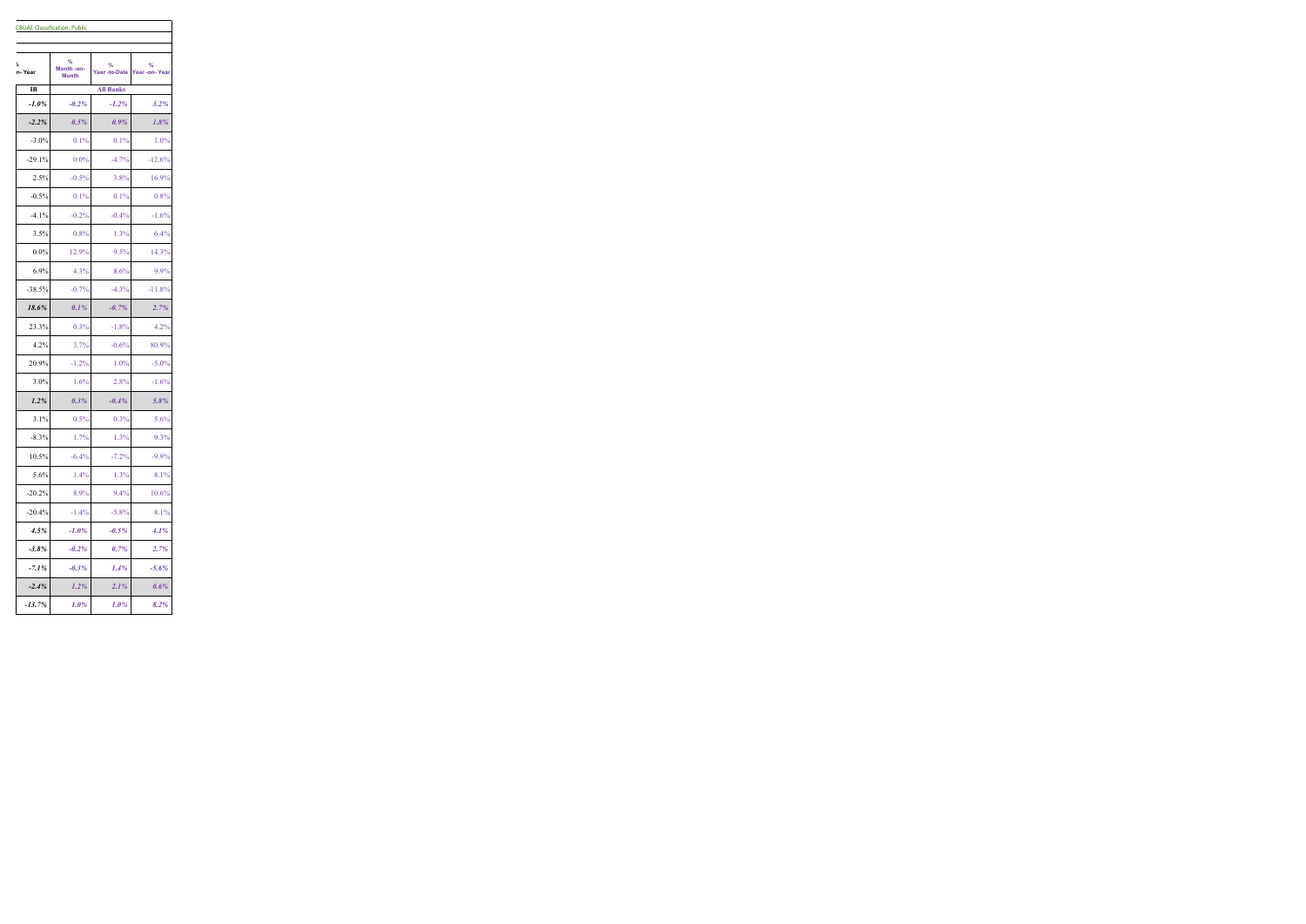CBUAE Classification: Public

| % Year -on- Year | % Month -on- Month | % Year -to-Date | % Year -on- Year |
|---|---|---|---|
| IB | All Banks | | |
| *-1.0%* | *-0.2%* | *-1.2%* | *3.2%* |
| *-2.2%* | *0.5%* | *0.9%* | *1.8%* |
| -3.0% | 0.1% | 0.1% | 1.0% |
| -29.1% | 0.0% | -4.7% | -12.6% |
| 2.5% | -0.5% | 3.8% | 16.9% |
| -0.5% | 0.1% | 0.1% | 0.8% |
| -4.1% | -0.2% | -0.4% | -1.6% |
| 3.5% | 0.8% | 1.3% | 6.4% |
| 0.0% | 12.9% | 9.5% | 14.3% |
| 6.9% | 4.3% | 8.6% | 9.9% |
| -38.5% | -0.7% | -4.3% | -11.8% |
| *18.6%* | *0.1%* | *-0.7%* | *2.7%* |
| 23.3% | 0.3% | -1.8% | 4.2% |
| 4.2% | 3.7% | -0.6% | 80.9% |
| 20.9% | -1.2% | 1.0% | -5.0% |
| 3.0% | 1.6% | 2.8% | -1.6% |
| *1.2%* | *0.3%* | *-0.4%* | *5.8%* |
| 3.1% | 0.5% | 0.3% | 5.6% |
| -8.3% | 1.7% | 1.3% | 9.3% |
| 10.5% | -6.4% | -7.2% | -9.9% |
| 5.6% | 1.4% | 1.3% | 8.1% |
| -20.2% | 8.9% | 9.4% | 10.6% |
| -20.4% | -1.4% | -5.8% | 8.1% |
| *4.5%* | *-1.0%* | *-0.5%* | *4.1%* |
| *-3.8%* | *-0.2%* | *0.7%* | *2.7%* |
| *-7.1%* | *-0.3%* | *1.4%* | *-5.6%* |
| *-2.4%* | *1.2%* | *2.1%* | *0.6%* |
| *-13.7%* | *1.0%* | *1.0%* | *8.2%* |